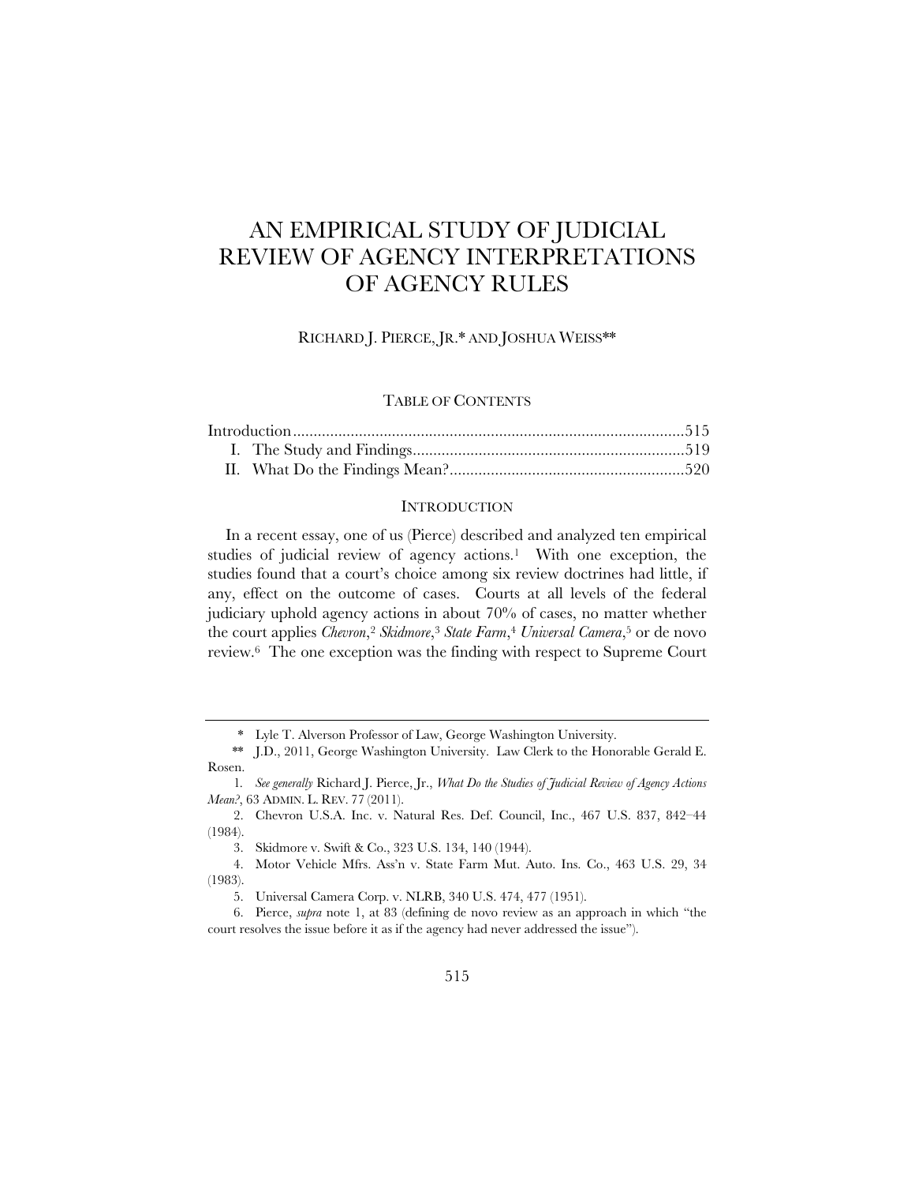# AN EMPIRICAL STUDY OF JUDICIAL REVIEW OF AGENCY INTERPRETATIONS OF AGENCY RULES

RICHARD J. PIERCE, JR.* AND JOSHUA WEISS**

## TABLE OF CONTENTS

Introduction ..................................................................................... 515
I. The Study and Findings ............................................................... 519
II. What Do the Findings Mean? ..................................................... 520

## INTRODUCTION

In a recent essay, one of us (Pierce) described and analyzed ten empirical studies of judicial review of agency actions.[1] With one exception, the studies found that a court's choice among six review doctrines had little, if any, effect on the outcome of cases. Courts at all levels of the federal judiciary uphold agency actions in about 70% of cases, no matter whether the court applies *Chevron*,[2] *Skidmore*,[3] *State Farm*,[4] *Universal Camera*,[5] or de novo review.[6] The one exception was the finding with respect to Supreme Court

---

\* Lyle T. Alverson Professor of Law, George Washington University.

\*\* J.D., 2011, George Washington University. Law Clerk to the Honorable Gerald E. Rosen.

1. *See generally* Richard J. Pierce, Jr., *What Do the Studies of Judicial Review of Agency Actions Mean?*, 63 ADMIN. L. REV. 77 (2011).

2. Chevron U.S.A. Inc. v. Natural Res. Def. Council, Inc., 467 U.S. 837, 842–44 (1984).

3. Skidmore v. Swift & Co., 323 U.S. 134, 140 (1944).

4. Motor Vehicle Mfrs. Ass'n v. State Farm Mut. Auto. Ins. Co., 463 U.S. 29, 34 (1983).

5. Universal Camera Corp. v. NLRB, 340 U.S. 474, 477 (1951).

6. Pierce, *supra* note 1, at 83 (defining de novo review as an approach in which "the court resolves the issue before it as if the agency had never addressed the issue").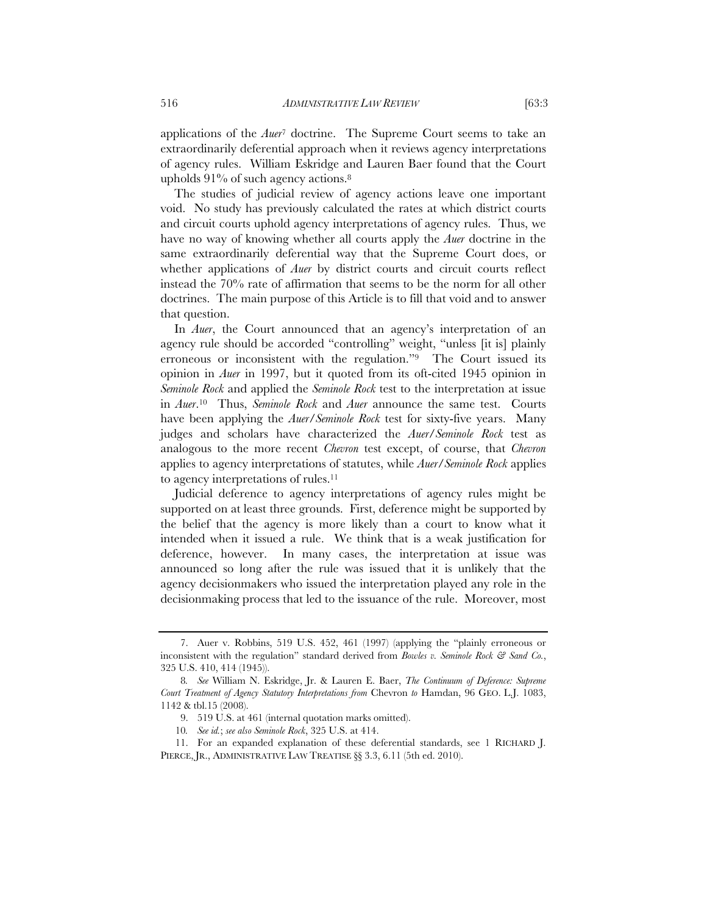applications of the *Auer*[7] doctrine. The Supreme Court seems to take an extraordinarily deferential approach when it reviews agency interpretations of agency rules. William Eskridge and Lauren Baer found that the Court upholds 91% of such agency actions.[8]

The studies of judicial review of agency actions leave one important void. No study has previously calculated the rates at which district courts and circuit courts uphold agency interpretations of agency rules. Thus, we have no way of knowing whether all courts apply the *Auer* doctrine in the same extraordinarily deferential way that the Supreme Court does, or whether applications of *Auer* by district courts and circuit courts reflect instead the 70% rate of affirmation that seems to be the norm for all other doctrines. The main purpose of this Article is to fill that void and to answer that question.

In *Auer*, the Court announced that an agency's interpretation of an agency rule should be accorded "controlling" weight, "unless [it is] plainly erroneous or inconsistent with the regulation."[9] The Court issued its opinion in *Auer* in 1997, but it quoted from its oft-cited 1945 opinion in *Seminole Rock* and applied the *Seminole Rock* test to the interpretation at issue in *Auer*.[10] Thus, *Seminole Rock* and *Auer* announce the same test. Courts have been applying the *Auer/Seminole Rock* test for sixty-five years. Many judges and scholars have characterized the *Auer/Seminole Rock* test as analogous to the more recent *Chevron* test except, of course, that *Chevron* applies to agency interpretations of statutes, while *Auer/Seminole Rock* applies to agency interpretations of rules.[11]

Judicial deference to agency interpretations of agency rules might be supported on at least three grounds. First, deference might be supported by the belief that the agency is more likely than a court to know what it intended when it issued a rule. We think that is a weak justification for deference, however. In many cases, the interpretation at issue was announced so long after the rule was issued that it is unlikely that the agency decisionmakers who issued the interpretation played any role in the decisionmaking process that led to the issuance of the rule. Moreover, most

---

7. Auer v. Robbins, 519 U.S. 452, 461 (1997) (applying the "plainly erroneous or inconsistent with the regulation" standard derived from *Bowles v. Seminole Rock & Sand Co.*, 325 U.S. 410, 414 (1945)).

8. *See* William N. Eskridge, Jr. & Lauren E. Baer, *The Continuum of Deference: Supreme Court Treatment of Agency Statutory Interpretations from* Chevron *to* Hamdan, 96 GEO. L.J. 1083, 1142 & tbl.15 (2008).

9. 519 U.S. at 461 (internal quotation marks omitted).

10. *See id.*; *see also Seminole Rock*, 325 U.S. at 414.

11. For an expanded explanation of these deferential standards, see 1 RICHARD J. PIERCE, JR., ADMINISTRATIVE LAW TREATISE §§ 3.3, 6.11 (5th ed. 2010).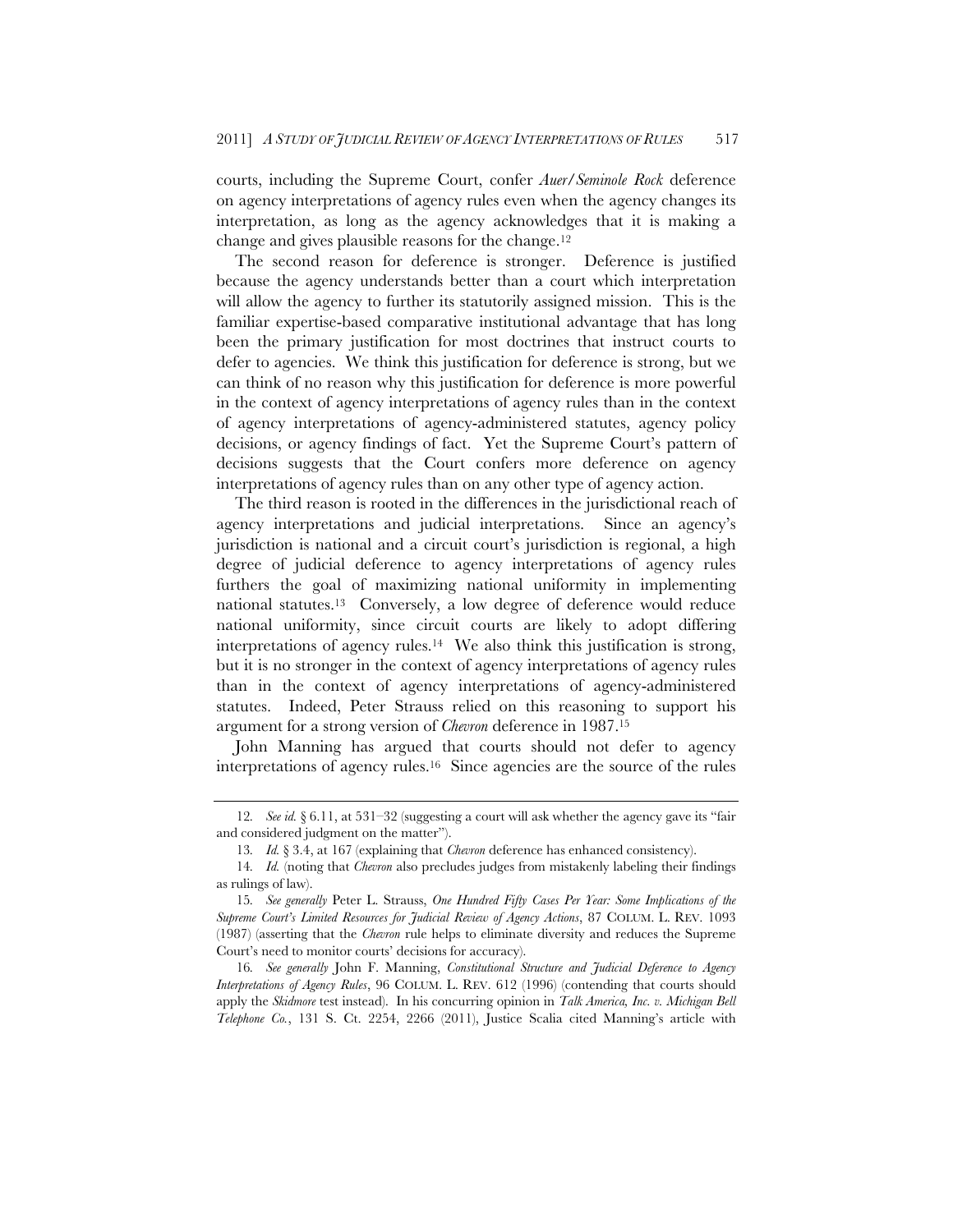courts, including the Supreme Court, confer *Auer/Seminole Rock* deference on agency interpretations of agency rules even when the agency changes its interpretation, as long as the agency acknowledges that it is making a change and gives plausible reasons for the change.[12]

The second reason for deference is stronger. Deference is justified because the agency understands better than a court which interpretation will allow the agency to further its statutorily assigned mission. This is the familiar expertise-based comparative institutional advantage that has long been the primary justification for most doctrines that instruct courts to defer to agencies. We think this justification for deference is strong, but we can think of no reason why this justification for deference is more powerful in the context of agency interpretations of agency rules than in the context of agency interpretations of agency-administered statutes, agency policy decisions, or agency findings of fact. Yet the Supreme Court's pattern of decisions suggests that the Court confers more deference on agency interpretations of agency rules than on any other type of agency action.

The third reason is rooted in the differences in the jurisdictional reach of agency interpretations and judicial interpretations. Since an agency's jurisdiction is national and a circuit court's jurisdiction is regional, a high degree of judicial deference to agency interpretations of agency rules furthers the goal of maximizing national uniformity in implementing national statutes.[13] Conversely, a low degree of deference would reduce national uniformity, since circuit courts are likely to adopt differing interpretations of agency rules.[14] We also think this justification is strong, but it is no stronger in the context of agency interpretations of agency rules than in the context of agency interpretations of agency-administered statutes. Indeed, Peter Strauss relied on this reasoning to support his argument for a strong version of *Chevron* deference in 1987.[15]

John Manning has argued that courts should not defer to agency interpretations of agency rules.[16] Since agencies are the source of the rules

---

12. *See id.* § 6.11, at 531–32 (suggesting a court will ask whether the agency gave its "fair and considered judgment on the matter").

13. *Id.* § 3.4, at 167 (explaining that *Chevron* deference has enhanced consistency).

14. *Id.* (noting that *Chevron* also precludes judges from mistakenly labeling their findings as rulings of law).

15. *See generally* Peter L. Strauss, *One Hundred Fifty Cases Per Year: Some Implications of the Supreme Court's Limited Resources for Judicial Review of Agency Actions*, 87 COLUM. L. REV. 1093 (1987) (asserting that the *Chevron* rule helps to eliminate diversity and reduces the Supreme Court's need to monitor courts' decisions for accuracy).

16. *See generally* John F. Manning, *Constitutional Structure and Judicial Deference to Agency Interpretations of Agency Rules*, 96 COLUM. L. REV. 612 (1996) (contending that courts should apply the *Skidmore* test instead). In his concurring opinion in *Talk America, Inc. v. Michigan Bell Telephone Co.*, 131 S. Ct. 2254, 2266 (2011), Justice Scalia cited Manning's article with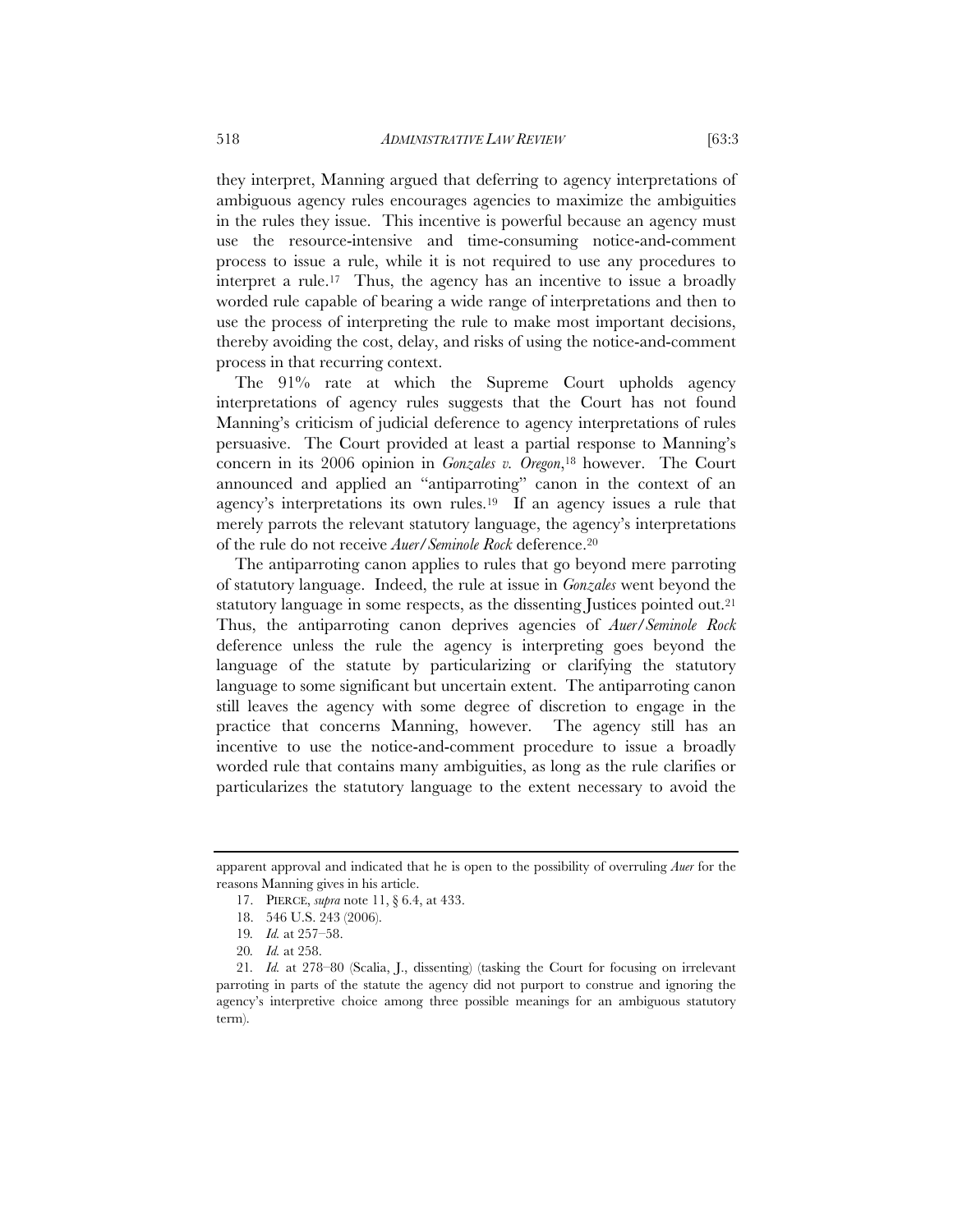they interpret, Manning argued that deferring to agency interpretations of ambiguous agency rules encourages agencies to maximize the ambiguities in the rules they issue. This incentive is powerful because an agency must use the resource-intensive and time-consuming notice-and-comment process to issue a rule, while it is not required to use any procedures to interpret a rule.[17] Thus, the agency has an incentive to issue a broadly worded rule capable of bearing a wide range of interpretations and then to use the process of interpreting the rule to make most important decisions, thereby avoiding the cost, delay, and risks of using the notice-and-comment process in that recurring context.

The 91% rate at which the Supreme Court upholds agency interpretations of agency rules suggests that the Court has not found Manning's criticism of judicial deference to agency interpretations of rules persuasive. The Court provided at least a partial response to Manning's concern in its 2006 opinion in *Gonzales v. Oregon*,[18] however. The Court announced and applied an "antiparroting" canon in the context of an agency's interpretations its own rules.[19] If an agency issues a rule that merely parrots the relevant statutory language, the agency's interpretations of the rule do not receive *Auer/Seminole Rock* deference.[20]

The antiparroting canon applies to rules that go beyond mere parroting of statutory language. Indeed, the rule at issue in *Gonzales* went beyond the statutory language in some respects, as the dissenting Justices pointed out.[21] Thus, the antiparroting canon deprives agencies of *Auer/Seminole Rock* deference unless the rule the agency is interpreting goes beyond the language of the statute by particularizing or clarifying the statutory language to some significant but uncertain extent. The antiparroting canon still leaves the agency with some degree of discretion to engage in the practice that concerns Manning, however. The agency still has an incentive to use the notice-and-comment procedure to issue a broadly worded rule that contains many ambiguities, as long as the rule clarifies or particularizes the statutory language to the extent necessary to avoid the

---

apparent approval and indicated that he is open to the possibility of overruling *Auer* for the reasons Manning gives in his article.

17. PIERCE, *supra* note 11, § 6.4, at 433.

18. 546 U.S. 243 (2006).

19. *Id.* at 257–58.

20. *Id.* at 258.

21. *Id.* at 278–80 (Scalia, J., dissenting) (tasking the Court for focusing on irrelevant parroting in parts of the statute the agency did not purport to construe and ignoring the agency's interpretive choice among three possible meanings for an ambiguous statutory term).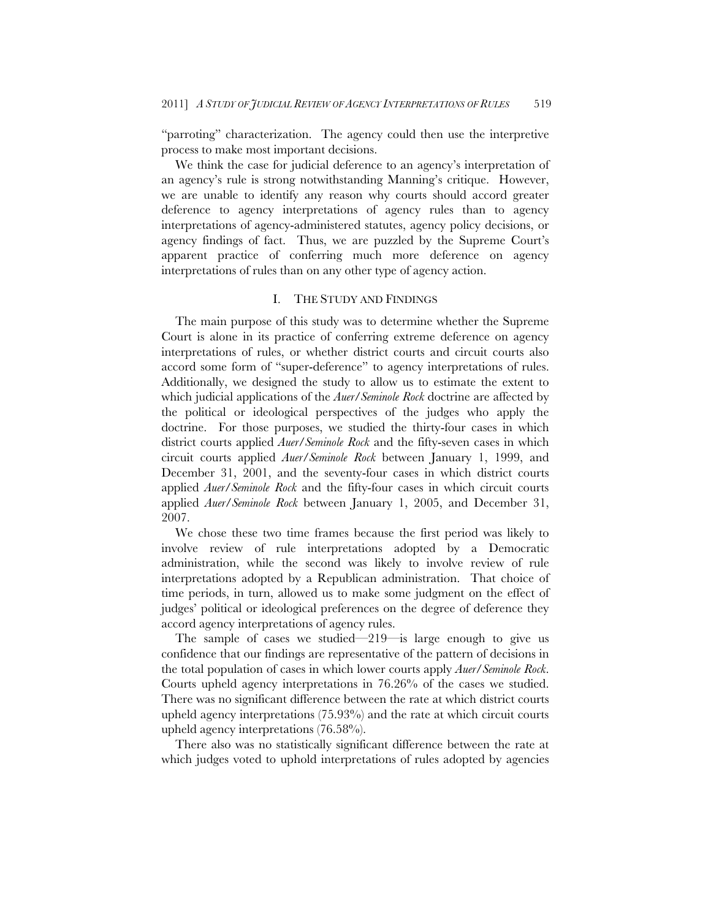"parroting" characterization. The agency could then use the interpretive process to make most important decisions.

We think the case for judicial deference to an agency's interpretation of an agency's rule is strong notwithstanding Manning's critique. However, we are unable to identify any reason why courts should accord greater deference to agency interpretations of agency rules than to agency interpretations of agency-administered statutes, agency policy decisions, or agency findings of fact. Thus, we are puzzled by the Supreme Court's apparent practice of conferring much more deference on agency interpretations of rules than on any other type of agency action.

## I. THE STUDY AND FINDINGS

The main purpose of this study was to determine whether the Supreme Court is alone in its practice of conferring extreme deference on agency interpretations of rules, or whether district courts and circuit courts also accord some form of "super-deference" to agency interpretations of rules. Additionally, we designed the study to allow us to estimate the extent to which judicial applications of the *Auer/Seminole Rock* doctrine are affected by the political or ideological perspectives of the judges who apply the doctrine. For those purposes, we studied the thirty-four cases in which district courts applied *Auer/Seminole Rock* and the fifty-seven cases in which circuit courts applied *Auer/Seminole Rock* between January 1, 1999, and December 31, 2001, and the seventy-four cases in which district courts applied *Auer/Seminole Rock* and the fifty-four cases in which circuit courts applied *Auer/Seminole Rock* between January 1, 2005, and December 31, 2007.

We chose these two time frames because the first period was likely to involve review of rule interpretations adopted by a Democratic administration, while the second was likely to involve review of rule interpretations adopted by a Republican administration. That choice of time periods, in turn, allowed us to make some judgment on the effect of judges' political or ideological preferences on the degree of deference they accord agency interpretations of agency rules.

The sample of cases we studied—219—is large enough to give us confidence that our findings are representative of the pattern of decisions in the total population of cases in which lower courts apply *Auer/Seminole Rock*. Courts upheld agency interpretations in 76.26% of the cases we studied. There was no significant difference between the rate at which district courts upheld agency interpretations (75.93%) and the rate at which circuit courts upheld agency interpretations (76.58%).

There also was no statistically significant difference between the rate at which judges voted to uphold interpretations of rules adopted by agencies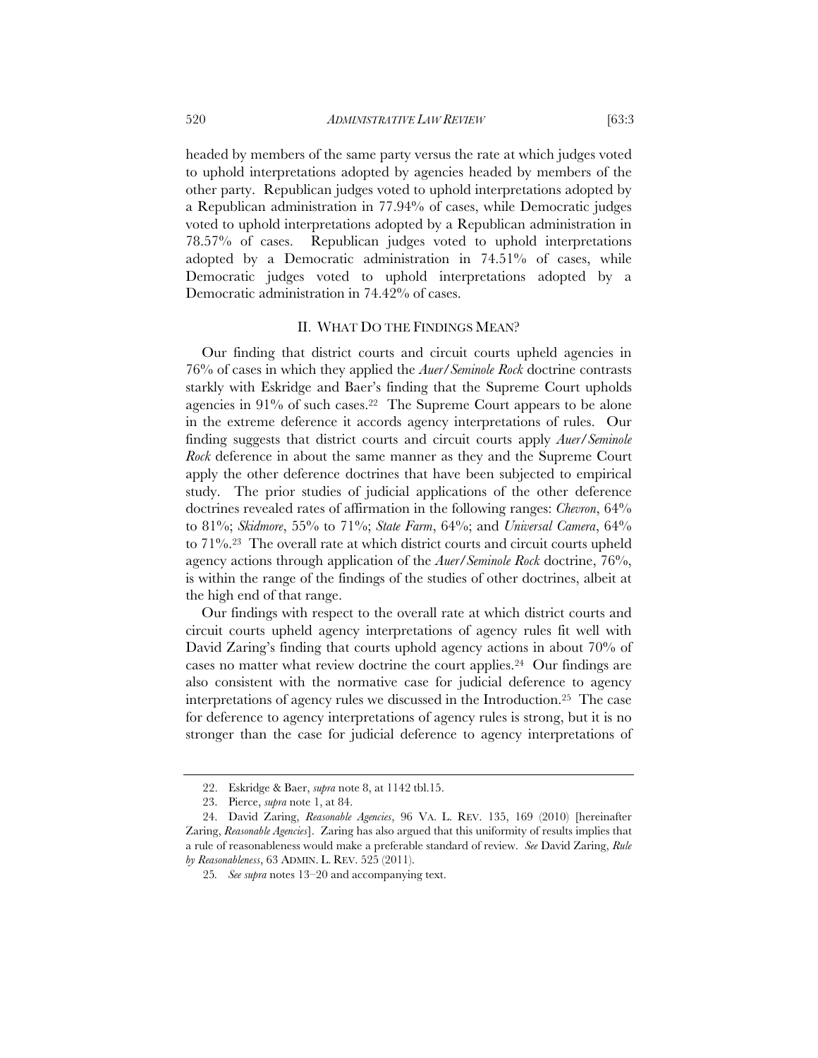headed by members of the same party versus the rate at which judges voted to uphold interpretations adopted by agencies headed by members of the other party. Republican judges voted to uphold interpretations adopted by a Republican administration in 77.94% of cases, while Democratic judges voted to uphold interpretations adopted by a Republican administration in 78.57% of cases. Republican judges voted to uphold interpretations adopted by a Democratic administration in 74.51% of cases, while Democratic judges voted to uphold interpretations adopted by a Democratic administration in 74.42% of cases.

## II. WHAT DO THE FINDINGS MEAN?

Our finding that district courts and circuit courts upheld agencies in 76% of cases in which they applied the *Auer/Seminole Rock* doctrine contrasts starkly with Eskridge and Baer's finding that the Supreme Court upholds agencies in 91% of such cases.[22] The Supreme Court appears to be alone in the extreme deference it accords agency interpretations of rules. Our finding suggests that district courts and circuit courts apply *Auer/Seminole Rock* deference in about the same manner as they and the Supreme Court apply the other deference doctrines that have been subjected to empirical study. The prior studies of judicial applications of the other deference doctrines revealed rates of affirmation in the following ranges: *Chevron*, 64% to 81%; *Skidmore*, 55% to 71%; *State Farm*, 64%; and *Universal Camera*, 64% to 71%.[23] The overall rate at which district courts and circuit courts upheld agency actions through application of the *Auer/Seminole Rock* doctrine, 76%, is within the range of the findings of the studies of other doctrines, albeit at the high end of that range.

Our findings with respect to the overall rate at which district courts and circuit courts upheld agency interpretations of agency rules fit well with David Zaring's finding that courts uphold agency actions in about 70% of cases no matter what review doctrine the court applies.[24] Our findings are also consistent with the normative case for judicial deference to agency interpretations of agency rules we discussed in the Introduction.[25] The case for deference to agency interpretations of agency rules is strong, but it is no stronger than the case for judicial deference to agency interpretations of

---

22. Eskridge & Baer, *supra* note 8, at 1142 tbl.15.

23. Pierce, *supra* note 1, at 84.

24. David Zaring, *Reasonable Agencies*, 96 VA. L. REV. 135, 169 (2010) [hereinafter Zaring, *Reasonable Agencies*]. Zaring has also argued that this uniformity of results implies that a rule of reasonableness would make a preferable standard of review. *See* David Zaring, *Rule by Reasonableness*, 63 ADMIN. L. REV. 525 (2011).

25. *See supra* notes 13–20 and accompanying text.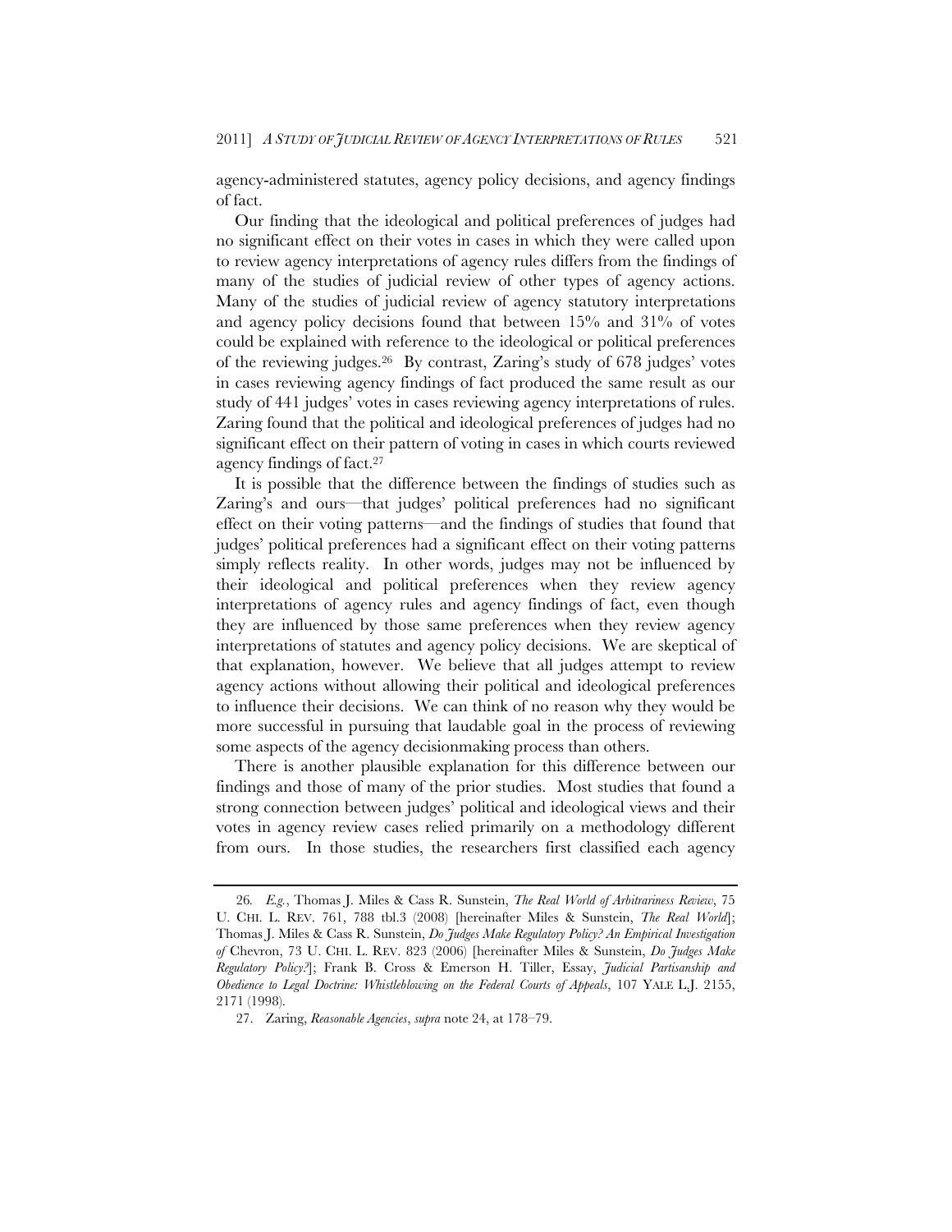agency-administered statutes, agency policy decisions, and agency findings of fact.

Our finding that the ideological and political preferences of judges had no significant effect on their votes in cases in which they were called upon to review agency interpretations of agency rules differs from the findings of many of the studies of judicial review of other types of agency actions. Many of the studies of judicial review of agency statutory interpretations and agency policy decisions found that between 15% and 31% of votes could be explained with reference to the ideological or political preferences of the reviewing judges.[26] By contrast, Zaring's study of 678 judges' votes in cases reviewing agency findings of fact produced the same result as our study of 441 judges' votes in cases reviewing agency interpretations of rules. Zaring found that the political and ideological preferences of judges had no significant effect on their pattern of voting in cases in which courts reviewed agency findings of fact.[27]

It is possible that the difference between the findings of studies such as Zaring's and ours—that judges' political preferences had no significant effect on their voting patterns—and the findings of studies that found that judges' political preferences had a significant effect on their voting patterns simply reflects reality. In other words, judges may not be influenced by their ideological and political preferences when they review agency interpretations of agency rules and agency findings of fact, even though they are influenced by those same preferences when they review agency interpretations of statutes and agency policy decisions. We are skeptical of that explanation, however. We believe that all judges attempt to review agency actions without allowing their political and ideological preferences to influence their decisions. We can think of no reason why they would be more successful in pursuing that laudable goal in the process of reviewing some aspects of the agency decisionmaking process than others.

There is another plausible explanation for this difference between our findings and those of many of the prior studies. Most studies that found a strong connection between judges' political and ideological views and their votes in agency review cases relied primarily on a methodology different from ours. In those studies, the researchers first classified each agency

---

26. *E.g.*, Thomas J. Miles & Cass R. Sunstein, *The Real World of Arbitrariness Review*, 75 U. CHI. L. REV. 761, 788 tbl.3 (2008) [hereinafter Miles & Sunstein, *The Real World*]; Thomas J. Miles & Cass R. Sunstein, *Do Judges Make Regulatory Policy? An Empirical Investigation of* Chevron, 73 U. CHI. L. REV. 823 (2006) [hereinafter Miles & Sunstein, *Do Judges Make Regulatory Policy?*]; Frank B. Cross & Emerson H. Tiller, Essay, *Judicial Partisanship and Obedience to Legal Doctrine: Whistleblowing on the Federal Courts of Appeals*, 107 YALE L.J. 2155, 2171 (1998).

27. Zaring, *Reasonable Agencies*, *supra* note 24, at 178–79.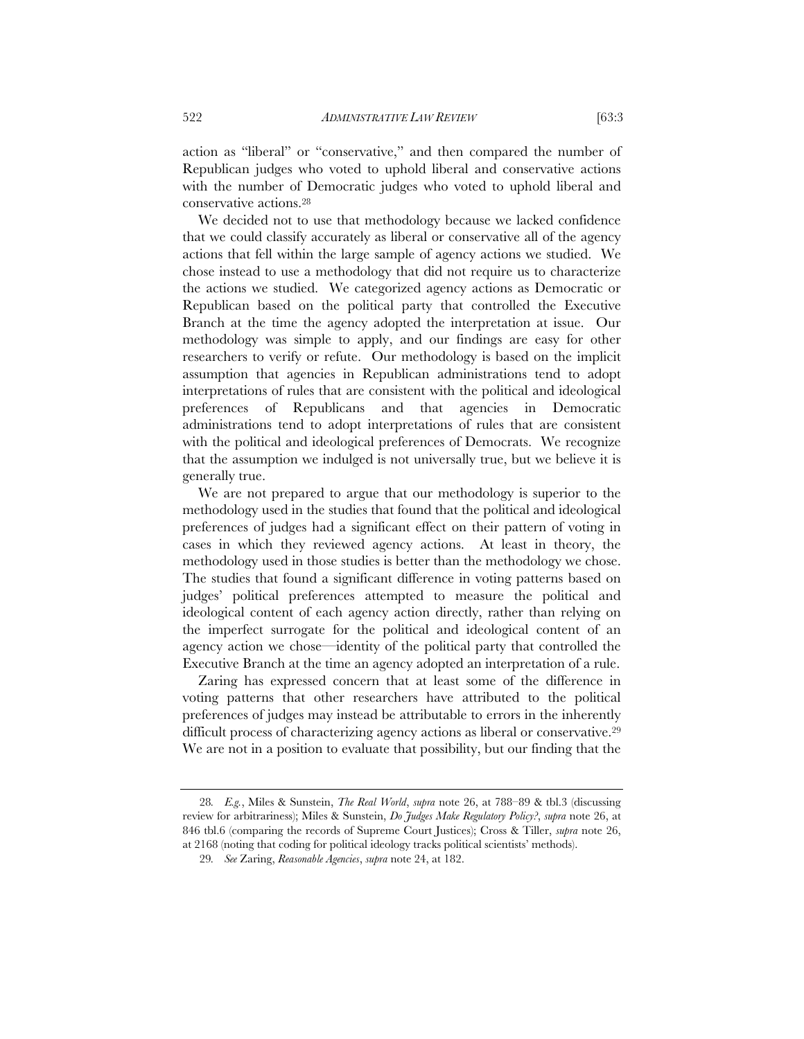action as "liberal" or "conservative," and then compared the number of Republican judges who voted to uphold liberal and conservative actions with the number of Democratic judges who voted to uphold liberal and conservative actions.[28]

We decided not to use that methodology because we lacked confidence that we could classify accurately as liberal or conservative all of the agency actions that fell within the large sample of agency actions we studied. We chose instead to use a methodology that did not require us to characterize the actions we studied. We categorized agency actions as Democratic or Republican based on the political party that controlled the Executive Branch at the time the agency adopted the interpretation at issue. Our methodology was simple to apply, and our findings are easy for other researchers to verify or refute. Our methodology is based on the implicit assumption that agencies in Republican administrations tend to adopt interpretations of rules that are consistent with the political and ideological preferences of Republicans and that agencies in Democratic administrations tend to adopt interpretations of rules that are consistent with the political and ideological preferences of Democrats. We recognize that the assumption we indulged is not universally true, but we believe it is generally true.

We are not prepared to argue that our methodology is superior to the methodology used in the studies that found that the political and ideological preferences of judges had a significant effect on their pattern of voting in cases in which they reviewed agency actions. At least in theory, the methodology used in those studies is better than the methodology we chose. The studies that found a significant difference in voting patterns based on judges' political preferences attempted to measure the political and ideological content of each agency action directly, rather than relying on the imperfect surrogate for the political and ideological content of an agency action we chose—identity of the political party that controlled the Executive Branch at the time an agency adopted an interpretation of a rule.

Zaring has expressed concern that at least some of the difference in voting patterns that other researchers have attributed to the political preferences of judges may instead be attributable to errors in the inherently difficult process of characterizing agency actions as liberal or conservative.[29] We are not in a position to evaluate that possibility, but our finding that the

---

28. *E.g.*, Miles & Sunstein, *The Real World*, *supra* note 26, at 788–89 & tbl.3 (discussing review for arbitrariness); Miles & Sunstein, *Do Judges Make Regulatory Policy?*, *supra* note 26, at 846 tbl.6 (comparing the records of Supreme Court Justices); Cross & Tiller, *supra* note 26, at 2168 (noting that coding for political ideology tracks political scientists' methods).

29. *See* Zaring, *Reasonable Agencies*, *supra* note 24, at 182.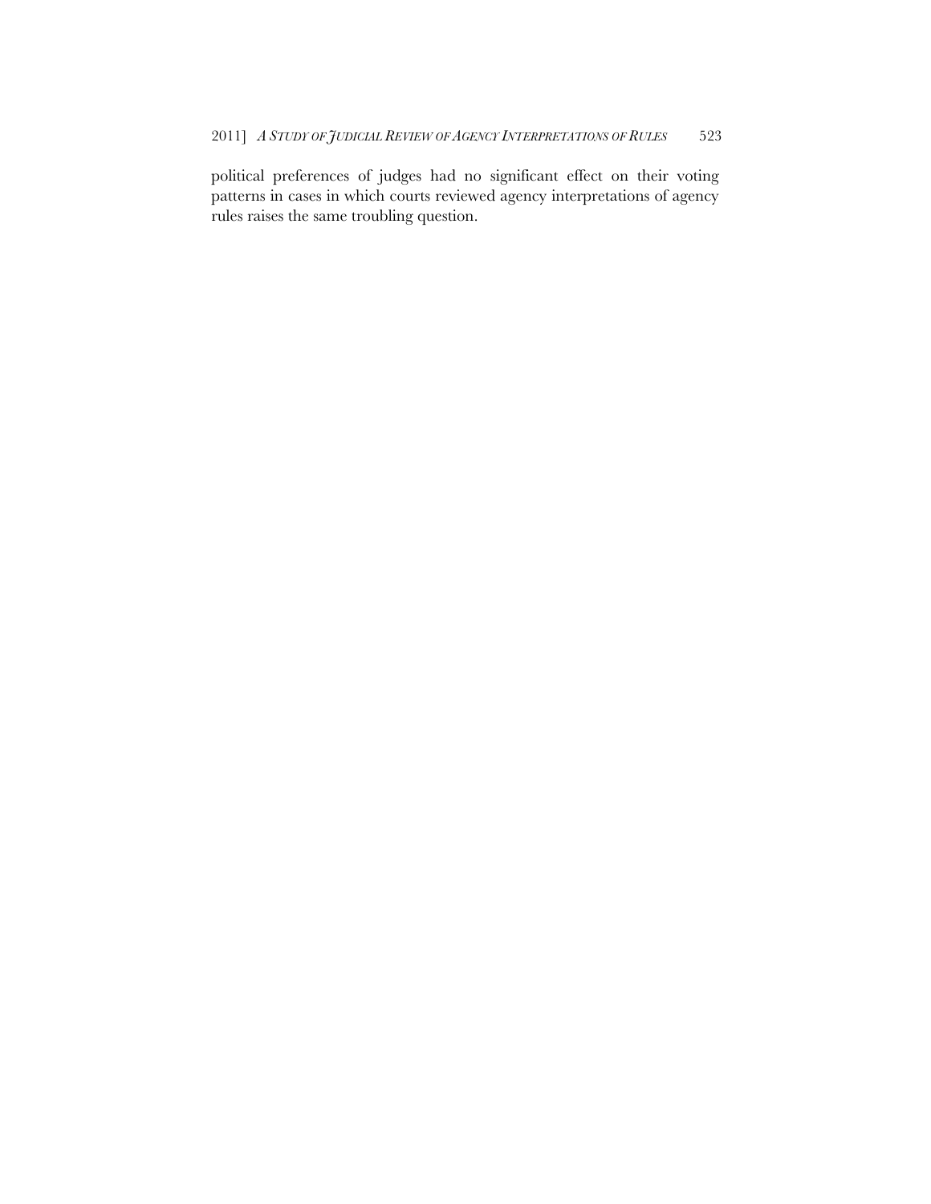political preferences of judges had no significant effect on their voting patterns in cases in which courts reviewed agency interpretations of agency rules raises the same troubling question.